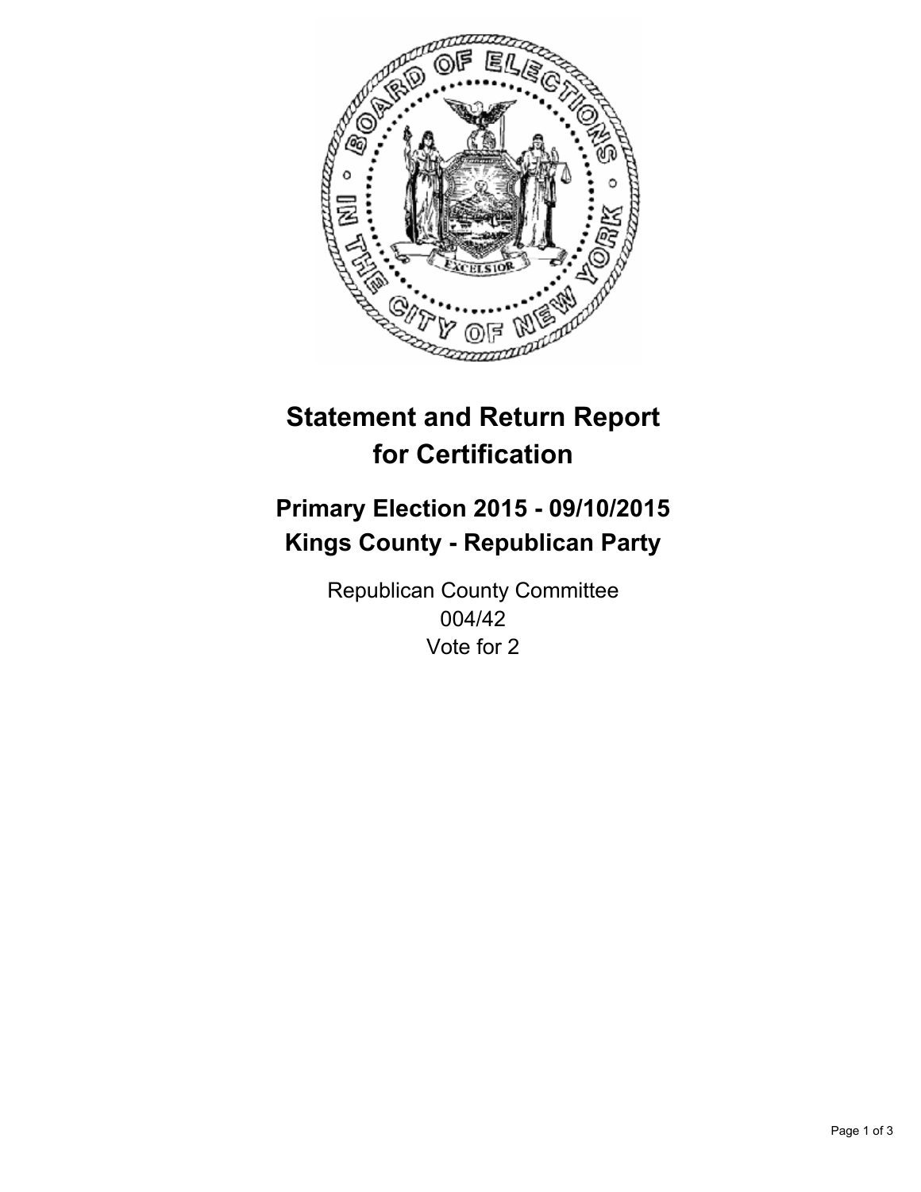# Statement and Return Report for Certification

## Primary Election 2015 - 09/10/2015
## Kings County - Republican Party

Republican County Committee
004/42
Vote for 2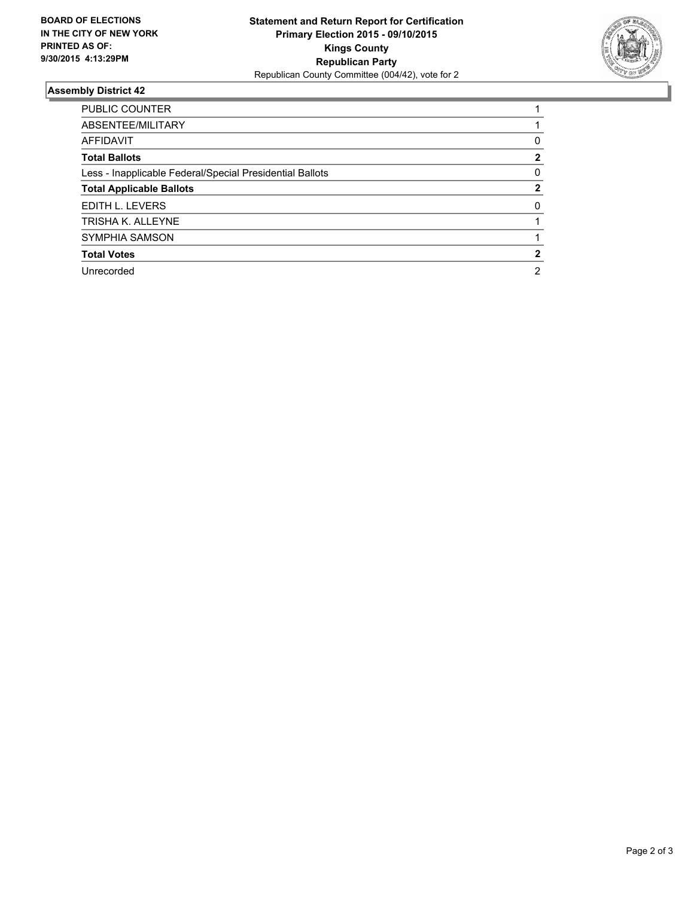**BOARD OF ELECTIONS IN THE CITY OF NEW YORK PRINTED AS OF: 9/30/2015 4:13:29PM**

**Statement and Return Report for Certification**
**Primary Election 2015 - 09/10/2015**
**Kings County**
**Republican Party**
Republican County Committee (004/42), vote for 2

## Assembly District 42

| | |
|---|---|
| PUBLIC COUNTER | 1 |
| ABSENTEE/MILITARY | 1 |
| AFFIDAVIT | 0 |
| **Total Ballots** | **2** |
| Less - Inapplicable Federal/Special Presidential Ballots | 0 |
| **Total Applicable Ballots** | **2** |
| EDITH L. LEVERS | 0 |
| TRISHA K. ALLEYNE | 1 |
| SYMPHIA SAMSON | 1 |
| **Total Votes** | **2** |
| Unrecorded | 2 |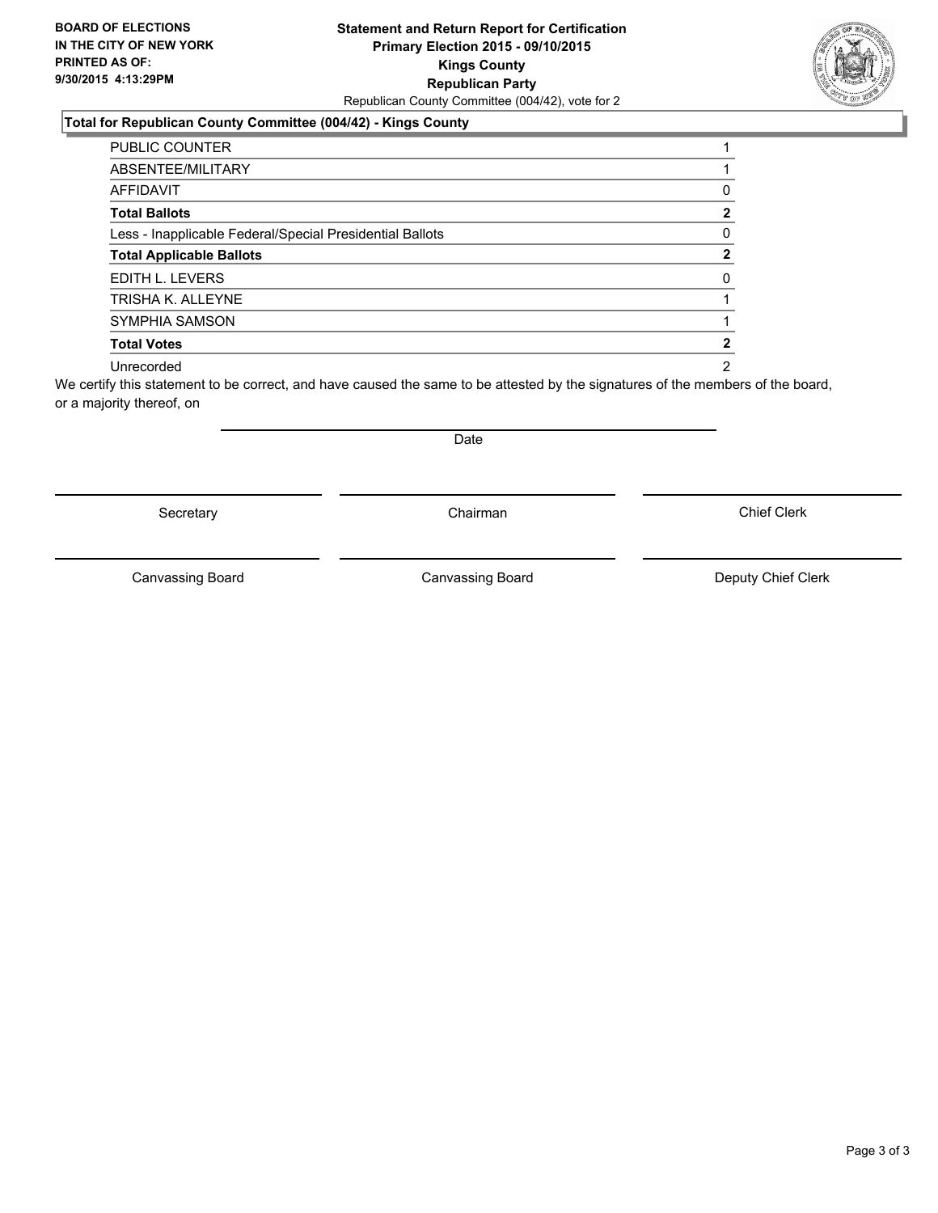**BOARD OF ELECTIONS IN THE CITY OF NEW YORK PRINTED AS OF: 9/30/2015 4:13:29PM**

**Statement and Return Report for Certification**
**Primary Election 2015 - 09/10/2015**
**Kings County**
**Republican Party**
Republican County Committee (004/42), vote for 2

### Total for Republican County Committee (004/42) - Kings County

| | |
|---|---|
| PUBLIC COUNTER | 1 |
| ABSENTEE/MILITARY | 1 |
| AFFIDAVIT | 0 |
| **Total Ballots** | **2** |
| Less - Inapplicable Federal/Special Presidential Ballots | 0 |
| **Total Applicable Ballots** | **2** |
| EDITH L. LEVERS | 0 |
| TRISHA K. ALLEYNE | 1 |
| SYMPHIA SAMSON | 1 |
| **Total Votes** | **2** |
| Unrecorded | 2 |

We certify this statement to be correct, and have caused the same to be attested by the signatures of the members of the board, or a majority thereof, on

Date

Secretary | Chairman | Chief Clerk

Canvassing Board | Canvassing Board | Deputy Chief Clerk